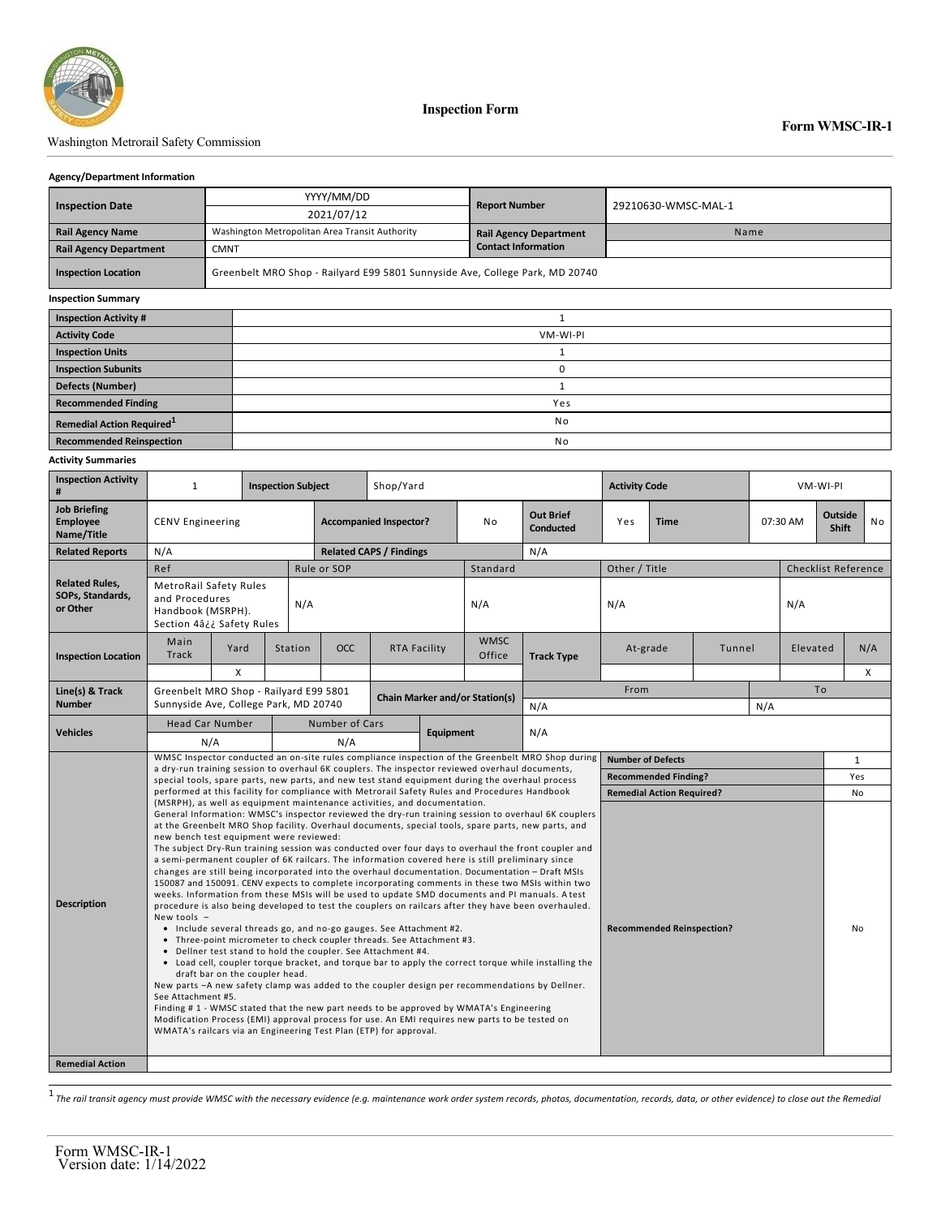Washington Metrorail Safety Commission

**Inspection Form**

**Form WMSC-IR-1**

### Agency/Department Information

| | | | |
|---|---|---|---|
| **Inspection Date** | YYYY/MM/DD<br>2021/07/12 | **Report Number** | 29210630-WMSC-MAL-1 |
| **Rail Agency Name** | Washington Metropolitan Area Transit Authority | **Rail Agency Department Contact Information** | Name |
| **Rail Agency Department** | CMNT | | |
| **Inspection Location** | Greenbelt MRO Shop - Railyard E99 5801 Sunnyside Ave, College Park, MD 20740 | | |

### Inspection Summary

| | |
|---|---|
| **Inspection Activity #** | 1 |
| **Activity Code** | VM-WI-PI |
| **Inspection Units** | 1 |
| **Inspection Subunits** | 0 |
| **Defects (Number)** | 1 |
| **Recommended Finding** | Yes |
| **Remedial Action Required**[1] | No |
| **Recommended Reinspection** | No |

### Activity Summaries

| | | | | | |
|---|---|---|---|---|---|
| **Inspection Activity #** | 1 | **Inspection Subject** | Shop/Yard | **Activity Code** | VM-WI-PI |
| **Job Briefing Employee Name/Title** | CENV Engineering | **Accompanied Inspector?** | No | **Out Brief Conducted** | Yes; **Time** 07:30 AM; **Outside Shift** No |
| **Related Reports** | N/A | **Related CAPS / Findings** | N/A | | |

**Related Rules, SOPs, Standards, or Other**

| Ref | Rule or SOP | Standard | Other / Title | Checklist Reference |
|---|---|---|---|---|
| MetroRail Safety Rules and Procedures Handbook (MSRPH). Section 4â¿¿ Safety Rules | N/A | N/A | N/A | N/A |

**Inspection Location**

| Main Track | Yard | Station | OCC | RTA Facility | WMSC Office |
|---|---|---|---|---|---|
| | X | | | | |

**Track Type**

| At-grade | Tunnel | Elevated | N/A |
|---|---|---|---|
| | | | X |

| | | | |
|---|---|---|---|
| **Line(s) & Track Number** | Greenbelt MRO Shop - Railyard E99 5801 Sunnyside Ave, College Park, MD 20740 | **Chain Marker and/or Station(s)** | From: N/A; To: N/A |

| | | | |
|---|---|---|---|
| **Vehicles** | Head Car Number: N/A | Number of Cars: N/A | **Equipment**: N/A |

**Description**

WMSC Inspector conducted an on-site rules compliance inspection of the Greenbelt MRO Shop during a dry-run training session to overhaul 6K couplers. The inspector reviewed overhaul documents, special tools, spare parts, new parts, and new test stand equipment during the overhaul process performed at this facility for compliance with Metrorail Safety Rules and Procedures Handbook (MSRPH), as well as equipment maintenance activities, and documentation.

General Information: WMSC's inspector reviewed the dry-run training session to overhaul 6K couplers at the Greenbelt MRO Shop facility. Overhaul documents, special tools, spare parts, new parts, and new bench test equipment were reviewed:

The subject Dry-Run training session was conducted over four days to overhaul the front coupler and a semi-permanent coupler of 6K railcars. The information covered here is still preliminary since changes are still being incorporated into the overhaul documentation. Documentation – Draft MSIs 150087 and 150091. CENV expects to complete incorporating comments in these two MSIs within two weeks. Information from these MSIs will be used to update SMD documents and PI manuals. A test procedure is also being developed to test the couplers on railcars after they have been overhauled.

New tools –

- Include several threads go, and no-go gauges. See Attachment #2.
- Three-point micrometer to check coupler threads. See Attachment #3.
- Dellner test stand to hold the coupler. See Attachment #4.
- Load cell, coupler torque bracket, and torque bar to apply the correct torque while installing the draft bar on the coupler head.

New parts –A new safety clamp was added to the coupler design per recommendations by Dellner. See Attachment #5.

Finding # 1 - WMSC stated that the new part needs to be approved by WMATA's Engineering Modification Process (EMI) approval process for use. An EMI requires new parts to be tested on WMATA's railcars via an Engineering Test Plan (ETP) for approval.

| | |
|---|---|
| **Number of Defects** | 1 |
| **Recommended Finding?** | Yes |
| **Remedial Action Required?** | No |
| **Recommended Reinspection?** | No |

**Remedial Action**

---

[1] *The rail transit agency must provide WMSC with the necessary evidence (e.g. maintenance work order system records, photos, documentation, records, data, or other evidence) to close out the Remedial*

Form WMSC-IR-1
Version date: 1/14/2022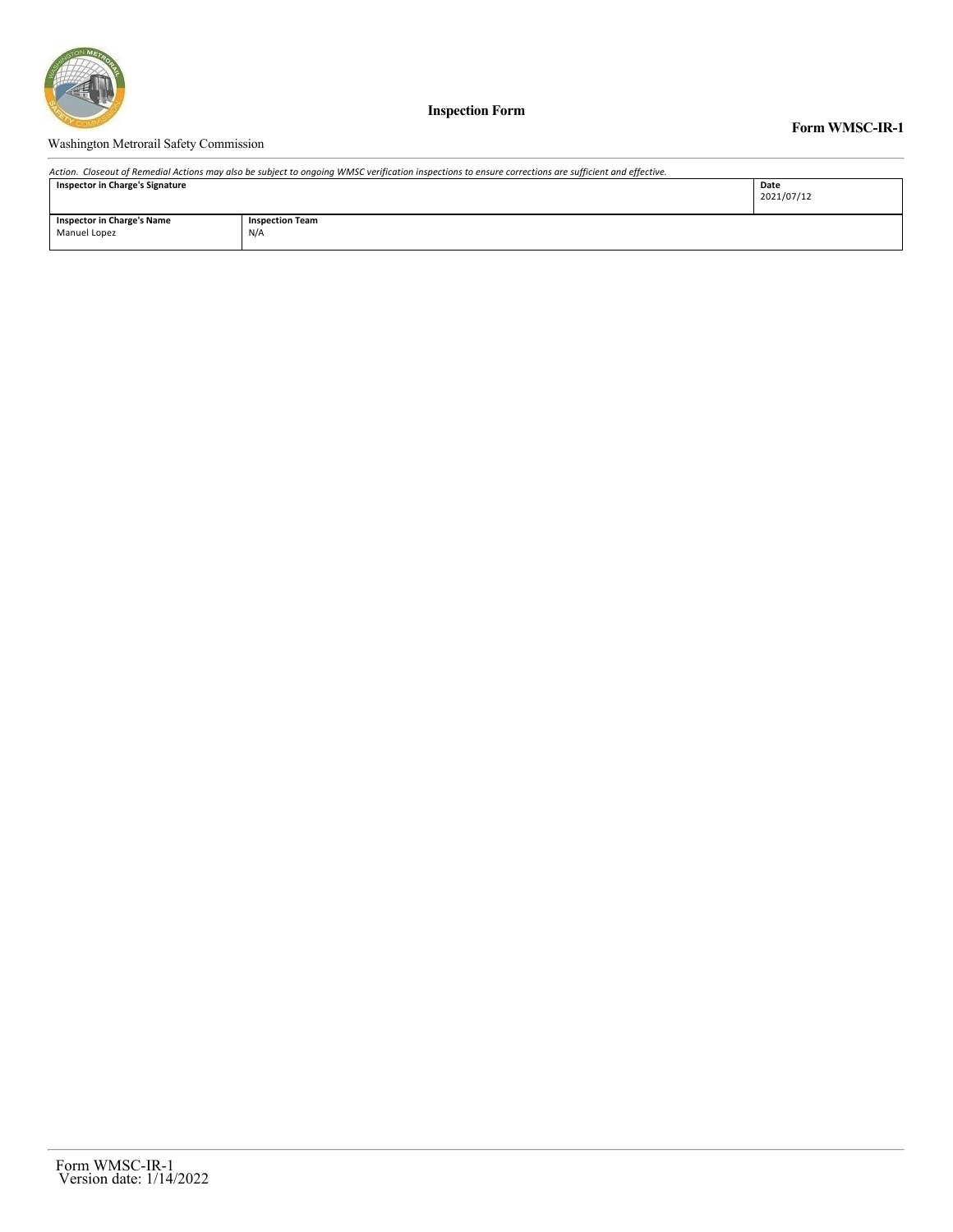*Action. Closeout of Remedial Actions may also be subject to ongoing WMSC verification inspections to ensure corrections are sufficient and effective.*

| **Inspector in Charge's Signature** | | **Date**<br>2021/07/12 |
|---|---|---|
| **Inspector in Charge's Name**<br>Manuel Lopez | **Inspection Team**<br>N/A | |